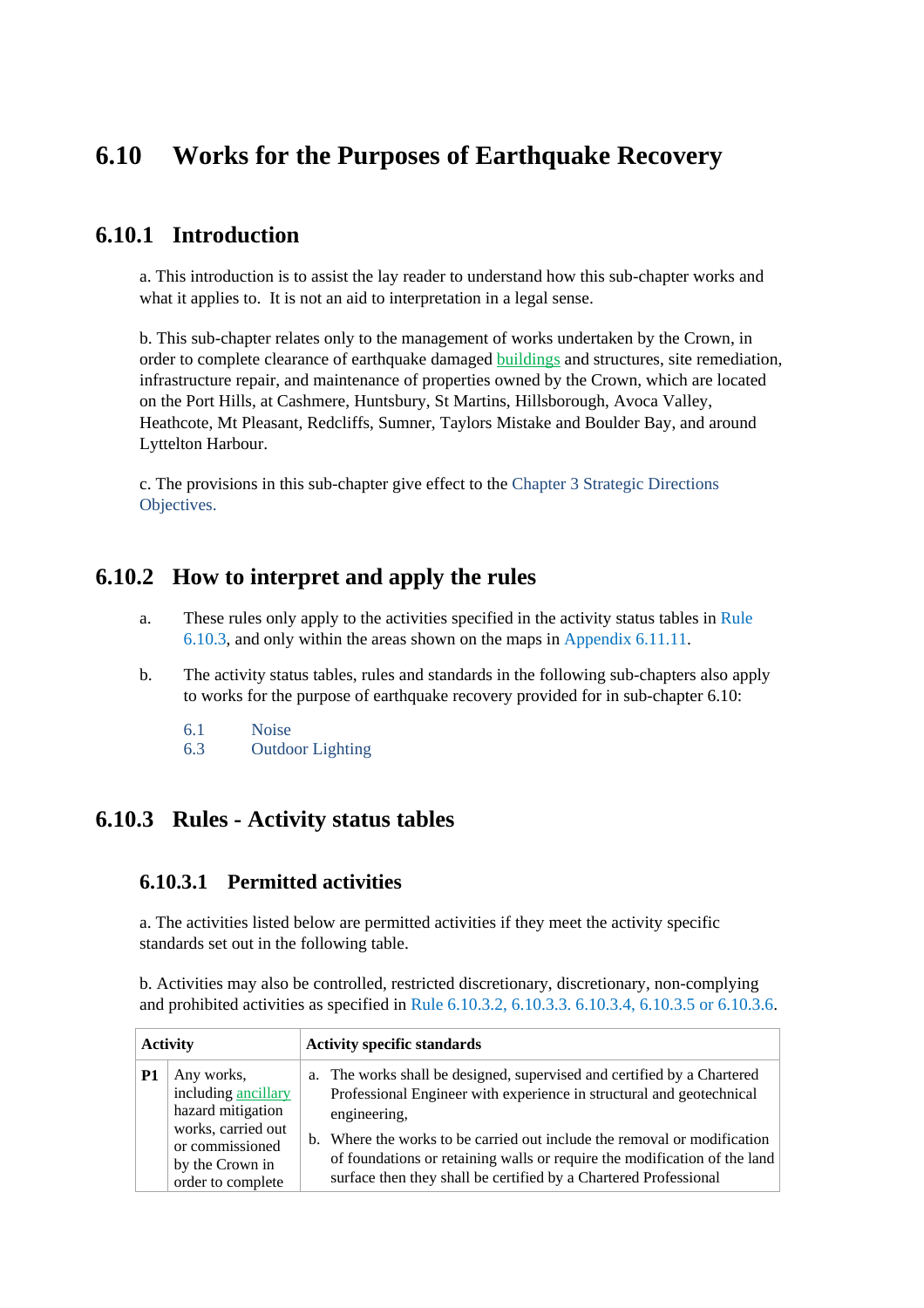# 6.10 Works for the Purposes of Earthquake Recovery

## 6.10.1 Introduction

a. This introduction is to assist the lay reader to understand how this sub-chapter works and what it applies to. It is not an aid to interpretation in a legal sense.

b. This sub-chapter relates only to the management of works undertaken by the Crown, in order to complete clearance of earthquake damaged buildings and structures, site remediation, infrastructure repair, and maintenance of properties owned by the Crown, which are located on the Port Hills, at Cashmere, Huntsbury, St Martins, Hillsborough, Avoca Valley, Heathcote, Mt Pleasant, Redcliffs, Sumner, Taylors Mistake and Boulder Bay, and around Lyttelton Harbour.

c. The provisions in this sub-chapter give effect to the Chapter 3 Strategic Directions Objectives.

## 6.10.2 How to interpret and apply the rules

a. These rules only apply to the activities specified in the activity status tables in Rule 6.10.3, and only within the areas shown on the maps in Appendix 6.11.11.

b. The activity status tables, rules and standards in the following sub-chapters also apply to works for the purpose of earthquake recovery provided for in sub-chapter 6.10:

6.1 Noise
6.3 Outdoor Lighting

## 6.10.3 Rules - Activity status tables

### 6.10.3.1 Permitted activities

a. The activities listed below are permitted activities if they meet the activity specific standards set out in the following table.

b. Activities may also be controlled, restricted discretionary, discretionary, non-complying and prohibited activities as specified in Rule 6.10.3.2, 6.10.3.3. 6.10.3.4, 6.10.3.5 or 6.10.3.6.

| Activity | | Activity specific standards |
|---|---|---|
| **P1** | Any works, including ancillary hazard mitigation works, carried out or commissioned by the Crown in order to complete | a. The works shall be designed, supervised and certified by a Chartered Professional Engineer with experience in structural and geotechnical engineering,<br>b. Where the works to be carried out include the removal or modification of foundations or retaining walls or require the modification of the land surface then they shall be certified by a Chartered Professional |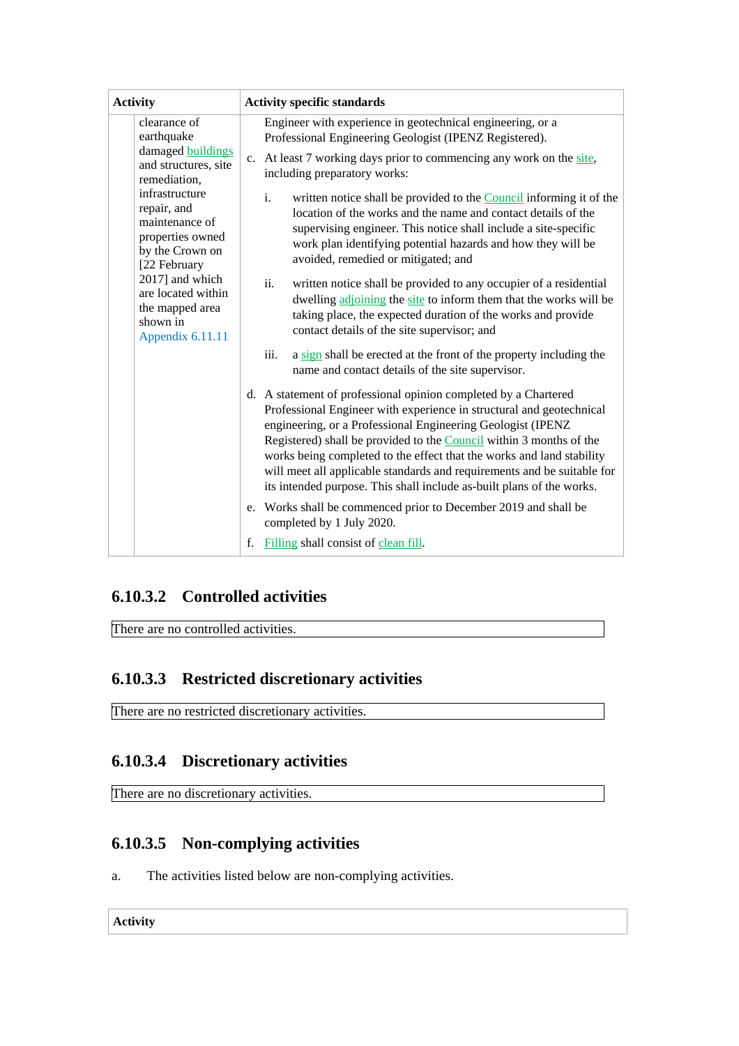| Activity | | Activity specific standards |
|---|---|---|
| | clearance of earthquake damaged buildings and structures, site remediation, infrastructure repair, and maintenance of properties owned by the Crown on [22 February 2017] and which are located within the mapped area shown in Appendix 6.11.11 | Engineer with experience in geotechnical engineering, or a Professional Engineering Geologist (IPENZ Registered).<br>c. At least 7 working days prior to commencing any work on the site, including preparatory works:<br>i. written notice shall be provided to the Council informing it of the location of the works and the name and contact details of the supervising engineer. This notice shall include a site-specific work plan identifying potential hazards and how they will be avoided, remedied or mitigated; and<br>ii. written notice shall be provided to any occupier of a residential dwelling adjoining the site to inform them that the works will be taking place, the expected duration of the works and provide contact details of the site supervisor; and<br>iii. a sign shall be erected at the front of the property including the name and contact details of the site supervisor.<br>d. A statement of professional opinion completed by a Chartered Professional Engineer with experience in structural and geotechnical engineering, or a Professional Engineering Geologist (IPENZ Registered) shall be provided to the Council within 3 months of the works being completed to the effect that the works and land stability will meet all applicable standards and requirements and be suitable for its intended purpose. This shall include as-built plans of the works.<br>e. Works shall be commenced prior to December 2019 and shall be completed by 1 July 2020.<br>f. Filling shall consist of clean fill. |

### 6.10.3.2 Controlled activities

There are no controlled activities.

### 6.10.3.3 Restricted discretionary activities

There are no restricted discretionary activities.

### 6.10.3.4 Discretionary activities

There are no discretionary activities.

### 6.10.3.5 Non-complying activities

a. The activities listed below are non-complying activities.

| Activity |
|---|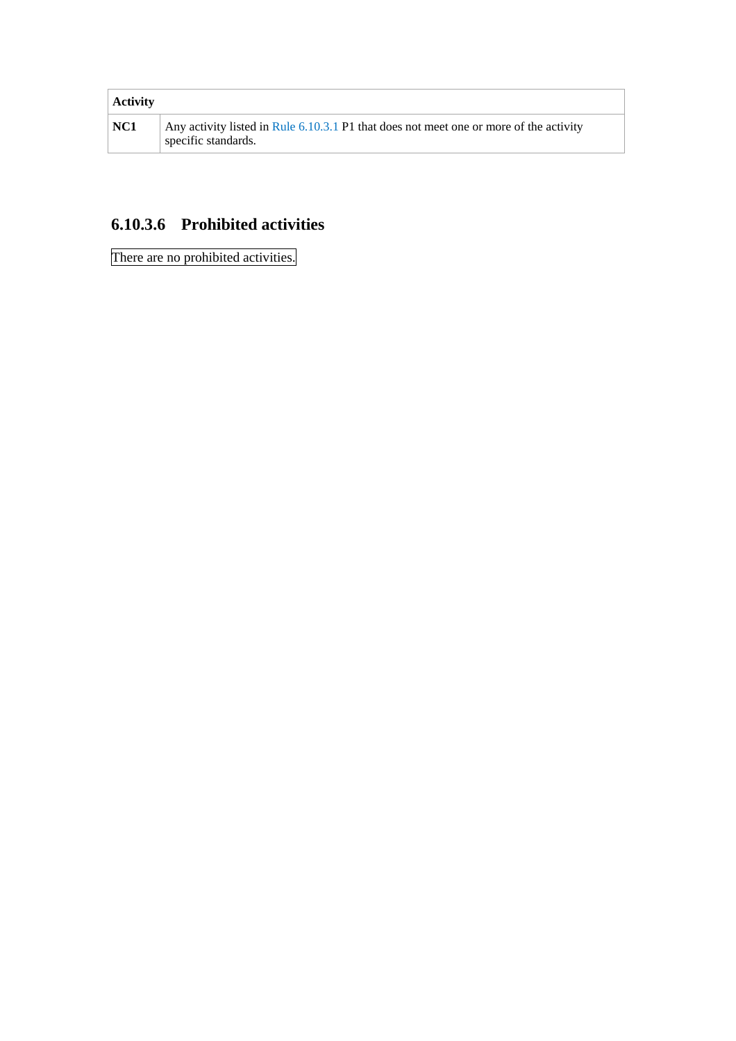| Activity | |
| --- | --- |
| **NC1** | Any activity listed in Rule 6.10.3.1 P1 that does not meet one or more of the activity specific standards. |

### 6.10.3.6 Prohibited activities

There are no prohibited activities.